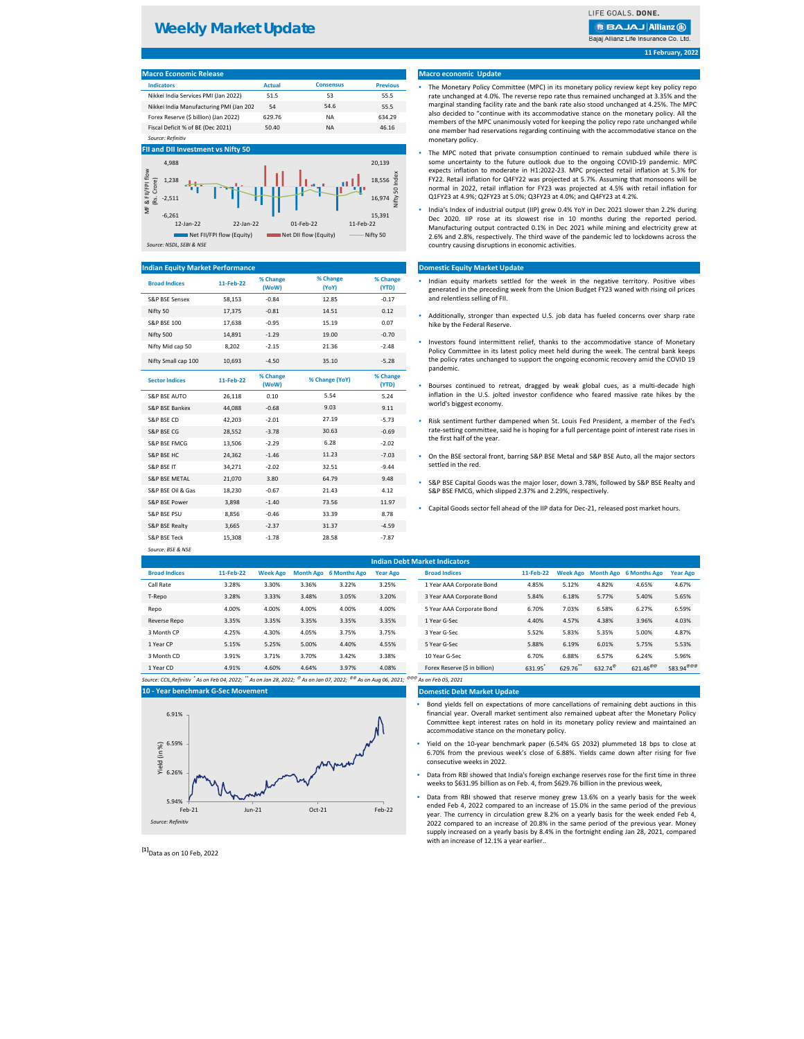# Weekly Market Update

LIFE GOALS. DONE.

Bajaj Allianz Life Insurance Co. Ltd.

**11 February, 2022**

## Macro Economic Release

| Indicators | Actual | Consensus | Previous |
|---|---|---|---|
| Nikkei India Services PMI (Jan 2022) | 51.5 | 53 | 55.5 |
| Nikkei India Manufacturing PMI (Jan 202 | 54 | 54.6 | 55.5 |
| Forex Reserve ($ billion) (Jan 2022) | 629.76 | NA | 634.29 |
| Fiscal Deficit % of BE (Dec 2021) | 50.40 | NA | 46.16 |

*Source: Refinitiv*

## FII and DII Investment vs Nifty 50

MF & FII/FPI flow (Rs. Crore): 4,988; 1,238; -2,511; -6,261
Nifty 50 Index: 20,139; 18,556; 16,974; 15,391
12-Jan-22, 22-Jan-22, 01-Feb-22, 11-Feb-22
Net FII/FPI flow (Equity) | Net DII flow (Equity) | Nifty 50

*Source: NSDL, SEBI & NSE*

## Macro economic Update

- The Monetary Policy Committee (MPC) in its monetary policy review kept key policy repo rate unchanged at 4.0%. The reverse repo rate thus remained unchanged at 3.35% and the marginal standing facility rate and the bank rate also stood unchanged at 4.25%. The MPC also decided to "continue with its accommodative stance on the monetary policy. All the members of the MPC unanimously voted for keeping the policy repo rate unchanged while one member had reservations regarding continuing with the accommodative stance on the monetary policy.
- The MPC noted that private consumption continued to remain subdued while there is some uncertainty to the future outlook due to the ongoing COVID-19 pandemic. MPC expects inflation to moderate in H1:2022-23. MPC projected retail inflation at 5.3% for FY22. Retail inflation for Q4FY22 was projected at 5.7%. Assuming that monsoons will be normal in 2022, retail inflation for FY23 was projected at 4.5% with retail inflation for Q1FY23 at 4.9%; Q2FY23 at 5.0%; Q3FY23 at 4.0%; and Q4FY23 at 4.2%.
- India's Index of industrial output (IIP) grew 0.4% YoY in Dec 2021 slower than 2.2% during Dec 2020. IIP rose at its slowest rise in 10 months during the reported period. Manufacturing output contracted 0.1% in Dec 2021 while mining and electricity grew at 2.6% and 2.8%, respectively. The third wave of the pandemic led to lockdowns across the country causing disruptions in economic activities.

## Indian Equity Market Performance

| Broad Indices | 11-Feb-22 | % Change (WoW) | % Change (YoY) | % Change (YTD) |
|---|---|---|---|---|
| S&P BSE Sensex | 58,153 | -0.84 | 12.85 | -0.17 |
| Nifty 50 | 17,375 | -0.81 | 14.51 | 0.12 |
| S&P BSE 100 | 17,638 | -0.95 | 15.19 | 0.07 |
| Nifty 500 | 14,891 | -1.29 | 19.00 | -0.70 |
| Nifty Mid cap 50 | 8,202 | -2.15 | 21.36 | -2.48 |
| Nifty Small cap 100 | 10,693 | -4.50 | 35.10 | -5.28 |

| Sector Indices | 11-Feb-22 | % Change (WoW) | % Change (YoY) | % Change (YTD) |
|---|---|---|---|---|
| S&P BSE AUTO | 26,118 | 0.10 | 5.54 | 5.24 |
| S&P BSE Bankex | 44,088 | -0.68 | 9.03 | 9.11 |
| S&P BSE CD | 42,203 | -2.01 | 27.19 | -5.73 |
| S&P BSE CG | 28,552 | -3.78 | 30.63 | -0.69 |
| S&P BSE FMCG | 13,506 | -2.29 | 6.28 | -2.02 |
| S&P BSE HC | 24,362 | -1.46 | 11.23 | -7.03 |
| S&P BSE IT | 34,271 | -2.02 | 32.51 | -9.44 |
| S&P BSE METAL | 21,070 | 3.80 | 64.79 | 9.48 |
| S&P BSE Oil & Gas | 18,230 | -0.67 | 21.43 | 4.12 |
| S&P BSE Power | 3,898 | -1.40 | 73.56 | 11.97 |
| S&P BSE PSU | 8,856 | -0.46 | 33.39 | 8.78 |
| S&P BSE Realty | 3,665 | -2.37 | 31.37 | -4.59 |
| S&P BSE Teck | 15,308 | -1.78 | 28.58 | -7.87 |

*Source: BSE & NSE*

## Domestic Equity Market Update

- Indian equity markets settled for the week in the negative territory. Positive vibes generated in the preceding week from the Union Budget FY23 waned with rising oil prices and relentless selling of FII.
- Additionally, stronger than expected U.S. job data has fueled concerns over sharp rate hike by the Federal Reserve.
- Investors found intermittent relief, thanks to the accommodative stance of Monetary Policy Committee in its latest policy meet held during the week. The central bank keeps the policy rates unchanged to support the ongoing economic recovery amid the COVID 19 pandemic.
- Bourses continued to retreat, dragged by weak global cues, as a multi-decade high inflation in the U.S. jolted investor confidence who feared massive rate hikes by the world's biggest economy.
- Risk sentiment further dampened when St. Louis Fed President, a member of the Fed's rate-setting committee, said he is hoping for a full percentage point of interest rate rises in the first half of the year.
- On the BSE sectoral front, barring S&P BSE Metal and S&P BSE Auto, all the major sectors settled in the red.
- S&P BSE Capital Goods was the major loser, down 3.78%, followed by S&P BSE Realty and S&P BSE FMCG, which slipped 2.37% and 2.29%, respectively.
- Capital Goods sector fell ahead of the IIP data for Dec-21, released post market hours.

## Indian Debt Market Indicators

| Broad Indices | 11-Feb-22 | Week Ago | Month Ago | 6 Months Ago | Year Ago |
|---|---|---|---|---|---|
| Call Rate | 3.28% | 3.30% | 3.36% | 3.22% | 3.25% |
| T-Repo | 3.28% | 3.33% | 3.48% | 3.05% | 3.20% |
| Repo | 4.00% | 4.00% | 4.00% | 4.00% | 4.00% |
| Reverse Repo | 3.35% | 3.35% | 3.35% | 3.35% | 3.35% |
| 3 Month CP | 4.25% | 4.30% | 4.05% | 3.75% | 3.75% |
| 1 Year CP | 5.15% | 5.25% | 5.00% | 4.40% | 4.55% |
| 3 Month CD | 3.91% | 3.71% | 3.70% | 3.42% | 3.38% |
| 1 Year CD | 4.91% | 4.60% | 4.64% | 3.97% | 4.08% |

| Broad Indices | 11-Feb-22 | Week Ago | Month Ago | 6 Months Ago | Year Ago |
|---|---|---|---|---|---|
| 1 Year AAA Corporate Bond | 4.85% | 5.12% | 4.82% | 4.65% | 4.67% |
| 3 Year AAA Corporate Bond | 5.84% | 6.18% | 5.77% | 5.40% | 5.65% |
| 5 Year AAA Corporate Bond | 6.70% | 7.03% | 6.58% | 6.27% | 6.59% |
| 1 Year G-Sec | 4.40% | 4.57% | 4.38% | 3.96% | 4.03% |
| 3 Year G-Sec | 5.52% | 5.83% | 5.35% | 5.00% | 4.87% |
| 5 Year G-Sec | 5.88% | 6.19% | 6.01% | 5.75% | 5.53% |
| 10 Year G-Sec | 6.70% | 6.88% | 6.57% | 6.24% | 5.96% |
| Forex Reserve ($ in billion) | 631.95* | 629.76** | 632.74@ | 621.46@@ | 583.94@@@ |

*Source: CCIL,Refinitiv* * As on Feb 04, 2022; ** As on Jan 28, 2022; @ As on Jan 07, 2022; @@ As on Aug 06, 2021; @@@ As on Feb 05, 2021

## 10 - Year benchmark G-Sec Movement

Yield (in %): 6.91%, 6.59%, 6.26%, 5.94%
Feb-21, Jun-21, Oct-21, Feb-22

*Source: Refinitiv*

## Domestic Debt Market Update

- Bond yields fell on expectations of more cancellations of remaining debt auctions in this financial year. Overall market sentiment also remained upbeat after the Monetary Policy Committee kept interest rates on hold in its monetary policy review and maintained an accommodative stance on the monetary policy.
- Yield on the 10-year benchmark paper (6.54% GS 2032) plummeted 18 bps to close at 6.70% from the previous week's close of 6.88%. Yields came down after rising for five consecutive weeks in 2022.
- Data from RBI showed that India's foreign exchange reserves rose for the first time in three weeks to $631.95 billion as on Feb. 4, from $629.76 billion in the previous week,
- Data from RBI showed that reserve money grew 13.6% on a yearly basis for the week ended Feb 4, 2022 compared to an increase of 15.0% in the same period of the previous year. The currency in circulation grew 8.2% on a yearly basis for the week ended Feb 4, 2022 compared to an increase of 20.8% in the same period of the previous year. Money supply increased on a yearly basis by 8.4% in the fortnight ending Jan 28, 2021, compared with an increase of 12.1% a year earlier..

[1]Data as on 10 Feb, 2022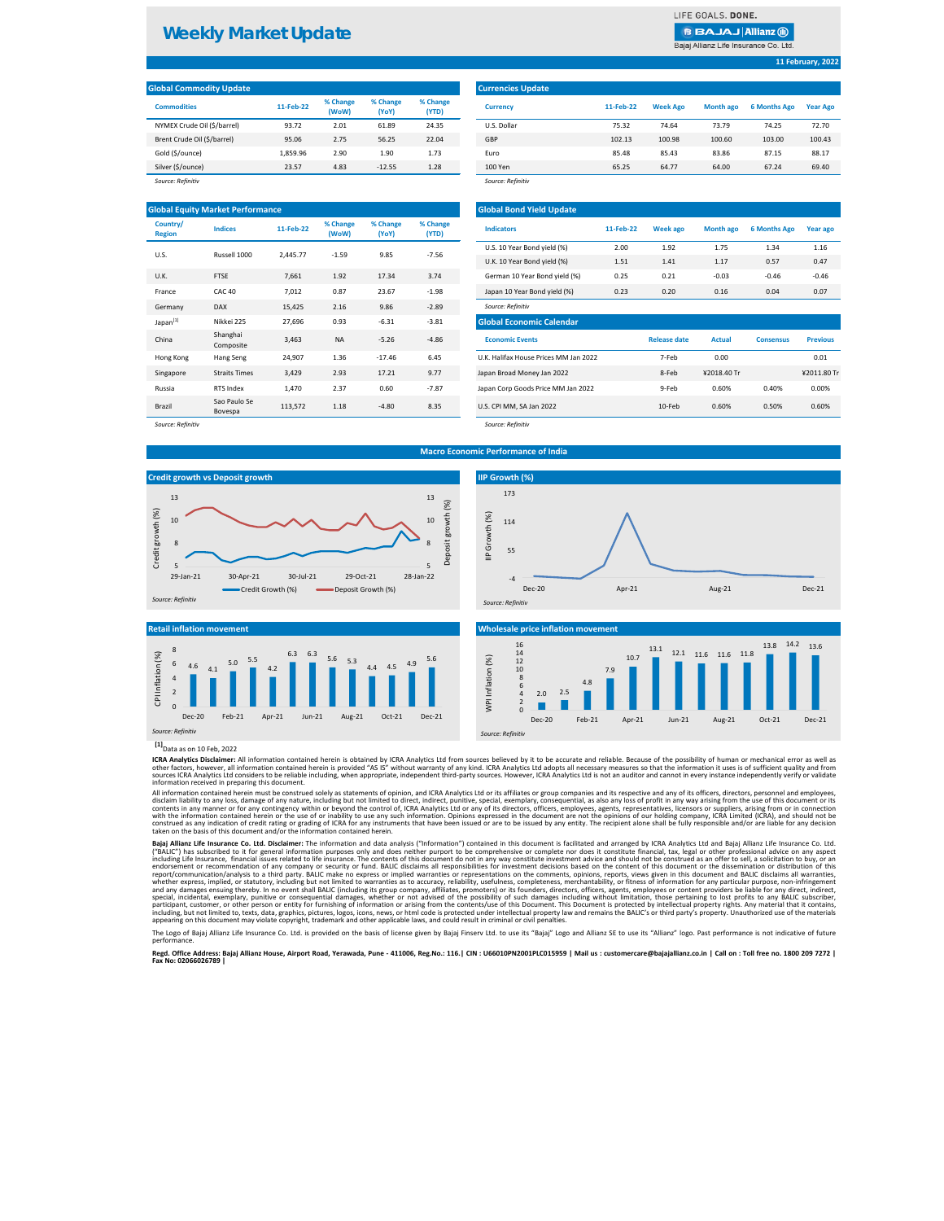# Weekly Market Update

LIFE GOALS. DONE.

BAJAJ | Allianz
Bajaj Allianz Life Insurance Co. Ltd.

11 February, 2022

## Global Commodity Update

| Commodities | 11-Feb-22 | % Change (WoW) | % Change (YoY) | % Change (YTD) |
|---|---|---|---|---|
| NYMEX Crude Oil ($/barrel) | 93.72 | 2.01 | 61.89 | 24.35 |
| Brent Crude Oil ($/barrel) | 95.06 | 2.75 | 56.25 | 22.04 |
| Gold ($/ounce) | 1,859.96 | 2.90 | 1.90 | 1.73 |
| Silver ($/ounce) | 23.57 | 4.83 | -12.55 | 1.28 |

*Source: Refinitiv*

## Currencies Update

| Currency | 11-Feb-22 | Week Ago | Month ago | 6 Months Ago | Year Ago |
|---|---|---|---|---|---|
| U.S. Dollar | 75.32 | 74.64 | 73.79 | 74.25 | 72.70 |
| GBP | 102.13 | 100.98 | 100.60 | 103.00 | 100.43 |
| Euro | 85.48 | 85.43 | 83.86 | 87.15 | 88.17 |
| 100 Yen | 65.25 | 64.77 | 64.00 | 67.24 | 69.40 |

*Source: Refinitiv*

## Global Equity Market Performance

| Country/ Region | Indices | 11-Feb-22 | % Change (WoW) | % Change (YoY) | % Change (YTD) |
|---|---|---|---|---|---|
| U.S. | Russell 1000 | 2,445.77 | -1.59 | 9.85 | -7.56 |
| U.K. | FTSE | 7,661 | 1.92 | 17.34 | 3.74 |
| France | CAC 40 | 7,012 | 0.87 | 23.67 | -1.98 |
| Germany | DAX | 15,425 | 2.16 | 9.86 | -2.89 |
| Japan[1] | Nikkei 225 | 27,696 | 0.93 | -6.31 | -3.81 |
| China | Shanghai Composite | 3,463 | NA | -5.26 | -4.86 |
| Hong Kong | Hang Seng | 24,907 | 1.36 | -17.46 | 6.45 |
| Singapore | Straits Times | 3,429 | 2.93 | 17.21 | 9.77 |
| Russia | RTS Index | 1,470 | 2.37 | 0.60 | -7.87 |
| Brazil | Sao Paulo Se Bovespa | 113,572 | 1.18 | -4.80 | 8.35 |

*Source: Refinitiv*

## Global Bond Yield Update

| Indicators | 11-Feb-22 | Week ago | Month ago | 6 Months Ago | Year ago |
|---|---|---|---|---|---|
| U.S. 10 Year Bond yield (%) | 2.00 | 1.92 | 1.75 | 1.34 | 1.16 |
| U.K. 10 Year Bond yield (%) | 1.51 | 1.41 | 1.17 | 0.57 | 0.47 |
| German 10 Year Bond yield (%) | 0.25 | 0.21 | -0.03 | -0.46 | -0.46 |
| Japan 10 Year Bond yield (%) | 0.23 | 0.20 | 0.16 | 0.04 | 0.07 |

*Source: Refinitiv*

## Global Economic Calendar

| Economic Events | Release date | Actual | Consensus | Previous |
|---|---|---|---|---|
| U.K. Halifax House Prices MM Jan 2022 | 7-Feb | 0.00 | | 0.01 |
| Japan Broad Money Jan 2022 | 8-Feb | ¥2018.40 Tr | | ¥2011.80 Tr |
| Japan Corp Goods Price MM Jan 2022 | 9-Feb | 0.60% | 0.40% | 0.00% |
| U.S. CPI MM, SA Jan 2022 | 10-Feb | 0.60% | 0.50% | 0.60% |

*Source: Refinitiv*

## Macro Economic Performance of India

### Credit growth vs Deposit growth

Credit growth (%)
Deposit growth (%)
13
10
8
5
29-Jan-21
30-Apr-21
30-Jul-21
29-Oct-21
28-Jan-22
Credit Growth (%)
Deposit Growth (%)

*Source: Refinitiv*

### IIP Growth (%)

IIP Growth (%)
173
114
55
-4
Dec-20
Apr-21
Aug-21
Dec-21

*Source: Refinitiv*

### Retail inflation movement

CPI Inflation (%)
8
6
4
2
0
4.6 4.1 5.0 5.5 4.2 6.3 6.3 5.6 5.3 4.4 4.5 4.9 5.6
Dec-20
Feb-21
Apr-21
Jun-21
Aug-21
Oct-21
Dec-21

*Source: Refinitiv*

### Wholesale price inflation movement

WPI Inflation (%)
16
14
12
10
8
6
4
2
0
2.0 2.5 4.8 7.9 10.7 13.1 12.1 11.6 11.6 11.8 13.8 14.2 13.6
Dec-20
Feb-21
Apr-21
Jun-21
Aug-21
Oct-21
Dec-21

*Source: Refinitiv*

[1]Data as on 10 Feb, 2022

**ICRA Analytics Disclaimer:** All information contained herein is obtained by ICRA Analytics Ltd from sources believed by it to be accurate and reliable. Because of the possibility of human or mechanical error as well as other factors, however, all information contained herein is provided "AS IS" without warranty of any kind. ICRA Analytics Ltd adopts all necessary measures so that the information it uses is of sufficient quality and from sources ICRA Analytics Ltd considers to be reliable including, when appropriate, independent third-party sources. However, ICRA Analytics Ltd is not an auditor and cannot in every instance independently verify or validate information received in preparing this document.

All information contained herein must be construed solely as statements of opinion, and ICRA Analytics Ltd or its affiliates or group companies and its respective and any of its officers, directors, personnel and employees, disclaim liability to any loss, damage of any nature, including but not limited to direct, indirect, punitive, special, exemplary, consequential, as also any loss of profit in any way arising from the use of this document or its contents in any manner or for any contingency within or beyond the control of, ICRA Analytics Ltd or any of its directors, officers, employees, agents, representatives, licensors or suppliers, arising from or in connection with the information contained herein or the use of or inability to use any such information. Opinions expressed in the document are not the opinions of our holding company, ICRA Limited (ICRA), and should not be construed as any indication of credit rating or grading of ICRA for any instruments that have been issued or are to be issued by any entity. The recipient alone shall be fully responsible and/or are liable for any decision taken on the basis of this document and/or the information contained herein.

**Bajaj Allianz Life Insurance Co. Ltd. Disclaimer:** The information and data analysis ("Information") contained in this document is facilitated and arranged by ICRA Analytics Ltd and Bajaj Allianz Life Insurance Co. Ltd. ("BALIC") has subscribed to it for general information purposes only and does neither purport to be comprehensive or complete nor does it constitute financial, tax, legal or other professional advice on any aspect including Life Insurance, financial issues related to life insurance. The contents of this document do not in any way constitute investment advice and should not be construed as an offer to sell, a solicitation to buy, or an endorsement or recommendation of any company or security or fund. BALIC disclaims all responsibilities for investment decisions based on the content of this document or the dissemination or distribution of this report/communication/analysis to a third party. BALIC make no express or implied warranties or representations on the comments, opinions, reports, views given in this document and BALIC disclaims all warranties, whether express, implied, or statutory, including but not limited to warranties as to accuracy, reliability, usefulness, completeness, merchantability, or fitness of information for any particular purpose, non-infringement and any damages ensuing thereby. In no event shall BALIC (including its group company, affiliates, promoters) or its founders, directors, officers, agents, employees or content providers be liable for any direct, indirect, special, incidental, exemplary, punitive or consequential damages, whether or not advised of the possibility of such damages including without limitation, those pertaining to lost profits to any BALIC subscriber, participant, customer, or other person or entity for furnishing of information or arising from the contents/use of this Document. This Document is protected by intellectual property rights. Any material that it contains, including, but not limited to, texts, data, graphics, pictures, logos, icons, news, or html code is protected under intellectual property law and remains the BALIC's or third party's property. Unauthorized use of the materials appearing on this document may violate copyright, trademark and other applicable laws, and could result in criminal or civil penalties.

The Logo of Bajaj Allianz Life Insurance Co. Ltd. is provided on the basis of license given by Bajaj Finserv Ltd. to use its "Bajaj" Logo and Allianz SE to use its "Allianz" logo. Past performance is not indicative of future performance.

**Regd. Office Address: Bajaj Allianz House, Airport Road, Yerawada, Pune - 411006, Reg.No.: 116.| CIN : U66010PN2001PLC015959 | Mail us : customercare@bajajallianz.co.in | Call on : Toll free no. 1800 209 7272 | Fax No: 02066026789 |**